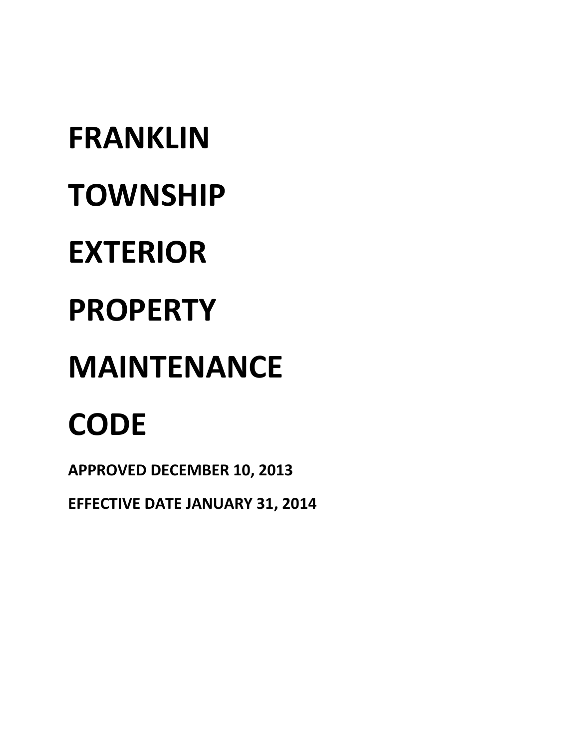# FRANKLIN TOWNSHIP EXTERIOR PROPERTY MAINTENANCE CODE

**APPROVED DECEMBER 10, 2013**

**EFFECTIVE DATE JANUARY 31, 2014**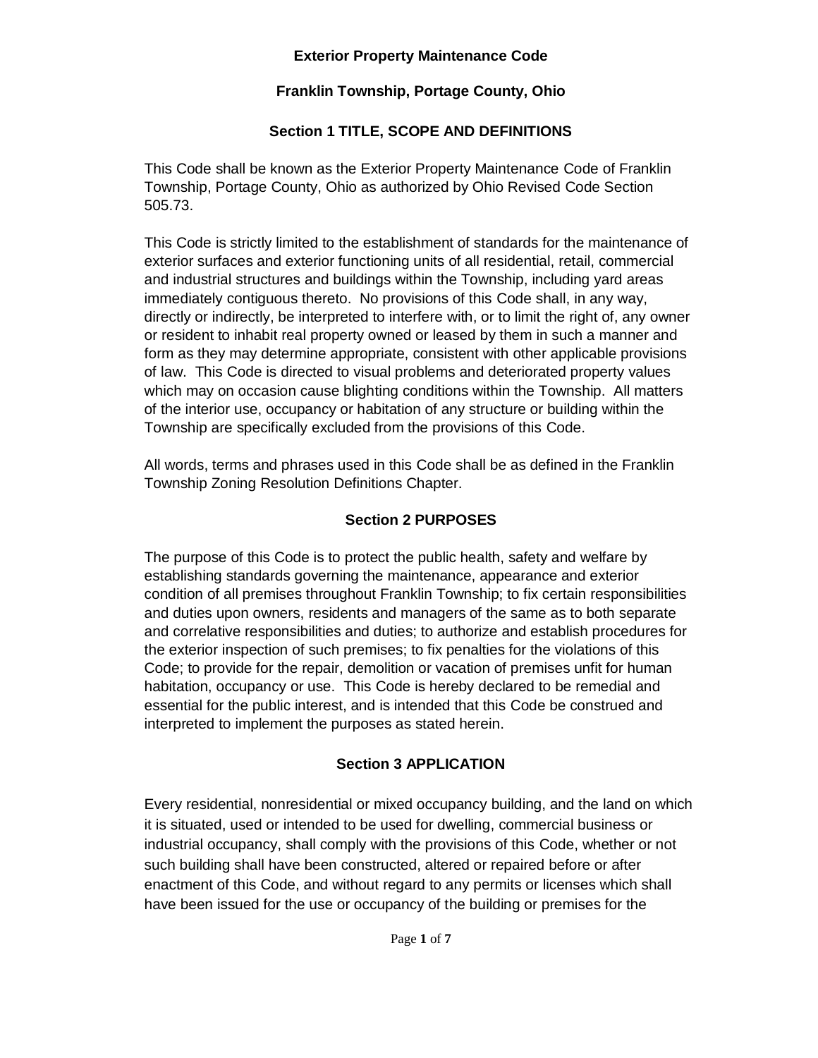**Exterior Property Maintenance Code**

**Franklin Township, Portage County, Ohio**

## Section 1 TITLE, SCOPE AND DEFINITIONS

This Code shall be known as the Exterior Property Maintenance Code of Franklin Township, Portage County, Ohio as authorized by Ohio Revised Code Section 505.73.

This Code is strictly limited to the establishment of standards for the maintenance of exterior surfaces and exterior functioning units of all residential, retail, commercial and industrial structures and buildings within the Township, including yard areas immediately contiguous thereto. No provisions of this Code shall, in any way, directly or indirectly, be interpreted to interfere with, or to limit the right of, any owner or resident to inhabit real property owned or leased by them in such a manner and form as they may determine appropriate, consistent with other applicable provisions of law. This Code is directed to visual problems and deteriorated property values which may on occasion cause blighting conditions within the Township. All matters of the interior use, occupancy or habitation of any structure or building within the Township are specifically excluded from the provisions of this Code.

All words, terms and phrases used in this Code shall be as defined in the Franklin Township Zoning Resolution Definitions Chapter.

## Section 2 PURPOSES

The purpose of this Code is to protect the public health, safety and welfare by establishing standards governing the maintenance, appearance and exterior condition of all premises throughout Franklin Township; to fix certain responsibilities and duties upon owners, residents and managers of the same as to both separate and correlative responsibilities and duties; to authorize and establish procedures for the exterior inspection of such premises; to fix penalties for the violations of this Code; to provide for the repair, demolition or vacation of premises unfit for human habitation, occupancy or use. This Code is hereby declared to be remedial and essential for the public interest, and is intended that this Code be construed and interpreted to implement the purposes as stated herein.

## Section 3 APPLICATION

Every residential, nonresidential or mixed occupancy building, and the land on which it is situated, used or intended to be used for dwelling, commercial business or industrial occupancy, shall comply with the provisions of this Code, whether or not such building shall have been constructed, altered or repaired before or after enactment of this Code, and without regard to any permits or licenses which shall have been issued for the use or occupancy of the building or premises for the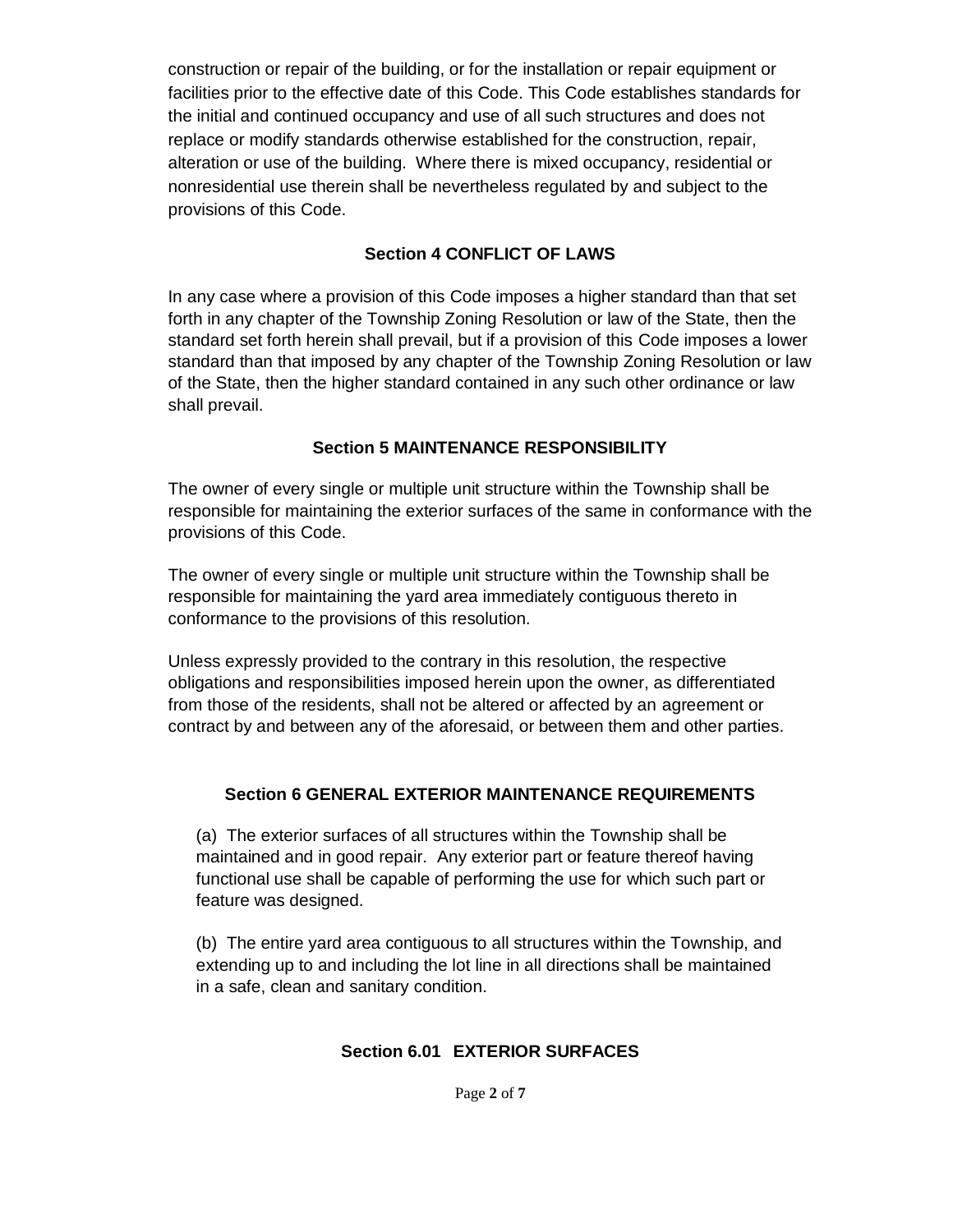construction or repair of the building, or for the installation or repair equipment or facilities prior to the effective date of this Code. This Code establishes standards for the initial and continued occupancy and use of all such structures and does not replace or modify standards otherwise established for the construction, repair, alteration or use of the building. Where there is mixed occupancy, residential or nonresidential use therein shall be nevertheless regulated by and subject to the provisions of this Code.

## Section 4 CONFLICT OF LAWS

In any case where a provision of this Code imposes a higher standard than that set forth in any chapter of the Township Zoning Resolution or law of the State, then the standard set forth herein shall prevail, but if a provision of this Code imposes a lower standard than that imposed by any chapter of the Township Zoning Resolution or law of the State, then the higher standard contained in any such other ordinance or law shall prevail.

## Section 5 MAINTENANCE RESPONSIBILITY

The owner of every single or multiple unit structure within the Township shall be responsible for maintaining the exterior surfaces of the same in conformance with the provisions of this Code.

The owner of every single or multiple unit structure within the Township shall be responsible for maintaining the yard area immediately contiguous thereto in conformance to the provisions of this resolution.

Unless expressly provided to the contrary in this resolution, the respective obligations and responsibilities imposed herein upon the owner, as differentiated from those of the residents, shall not be altered or affected by an agreement or contract by and between any of the aforesaid, or between them and other parties.

## Section 6 GENERAL EXTERIOR MAINTENANCE REQUIREMENTS

(a) The exterior surfaces of all structures within the Township shall be maintained and in good repair. Any exterior part or feature thereof having functional use shall be capable of performing the use for which such part or feature was designed.

(b) The entire yard area contiguous to all structures within the Township, and extending up to and including the lot line in all directions shall be maintained in a safe, clean and sanitary condition.

### Section 6.01 EXTERIOR SURFACES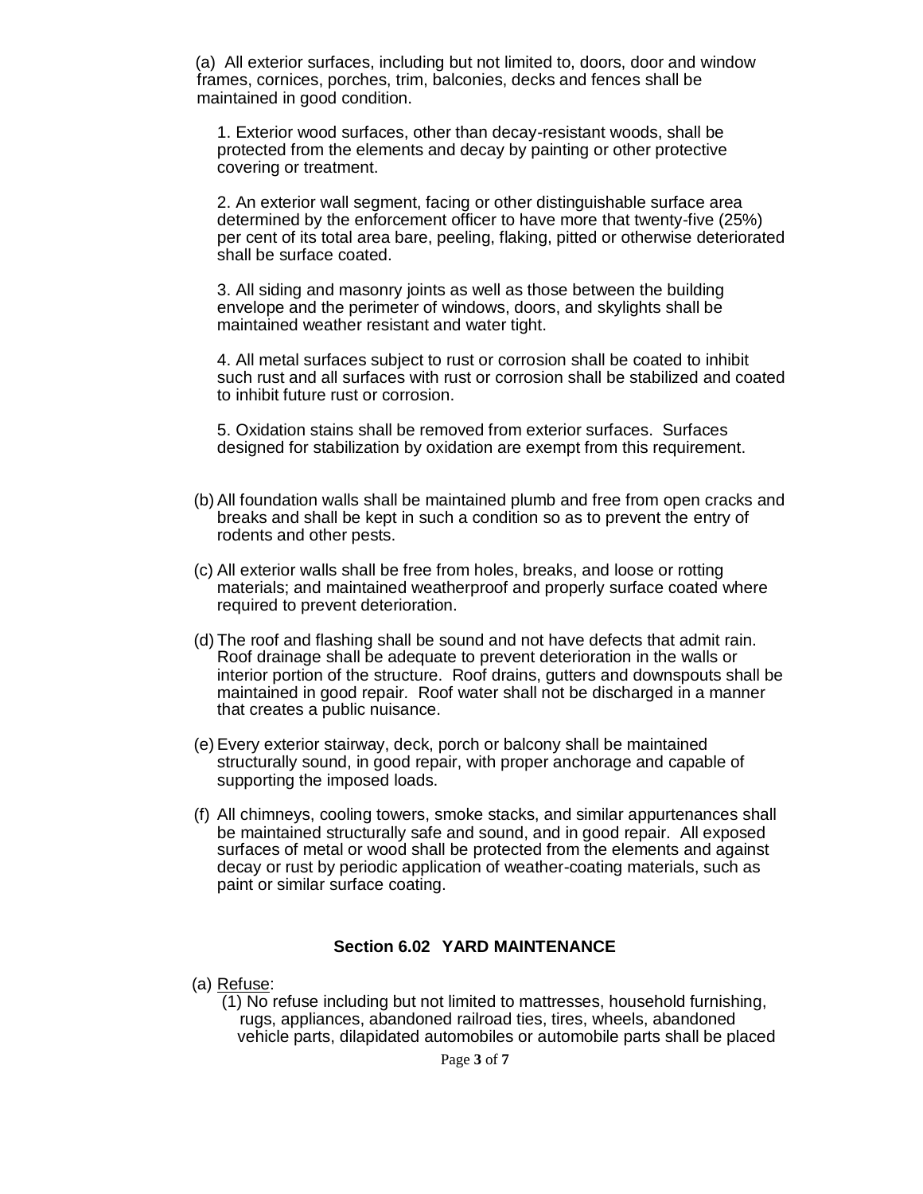(a) All exterior surfaces, including but not limited to, doors, door and window frames, cornices, porches, trim, balconies, decks and fences shall be maintained in good condition.

1. Exterior wood surfaces, other than decay-resistant woods, shall be protected from the elements and decay by painting or other protective covering or treatment.

2. An exterior wall segment, facing or other distinguishable surface area determined by the enforcement officer to have more that twenty-five (25%) per cent of its total area bare, peeling, flaking, pitted or otherwise deteriorated shall be surface coated.

3. All siding and masonry joints as well as those between the building envelope and the perimeter of windows, doors, and skylights shall be maintained weather resistant and water tight.

4. All metal surfaces subject to rust or corrosion shall be coated to inhibit such rust and all surfaces with rust or corrosion shall be stabilized and coated to inhibit future rust or corrosion.

5. Oxidation stains shall be removed from exterior surfaces. Surfaces designed for stabilization by oxidation are exempt from this requirement.

(b) All foundation walls shall be maintained plumb and free from open cracks and breaks and shall be kept in such a condition so as to prevent the entry of rodents and other pests.

(c) All exterior walls shall be free from holes, breaks, and loose or rotting materials; and maintained weatherproof and properly surface coated where required to prevent deterioration.

(d) The roof and flashing shall be sound and not have defects that admit rain. Roof drainage shall be adequate to prevent deterioration in the walls or interior portion of the structure. Roof drains, gutters and downspouts shall be maintained in good repair. Roof water shall not be discharged in a manner that creates a public nuisance.

(e) Every exterior stairway, deck, porch or balcony shall be maintained structurally sound, in good repair, with proper anchorage and capable of supporting the imposed loads.

(f) All chimneys, cooling towers, smoke stacks, and similar appurtenances shall be maintained structurally safe and sound, and in good repair. All exposed surfaces of metal or wood shall be protected from the elements and against decay or rust by periodic application of weather-coating materials, such as paint or similar surface coating.

## Section 6.02 YARD MAINTENANCE

(a) Refuse:

(1) No refuse including but not limited to mattresses, household furnishing, rugs, appliances, abandoned railroad ties, tires, wheels, abandoned vehicle parts, dilapidated automobiles or automobile parts shall be placed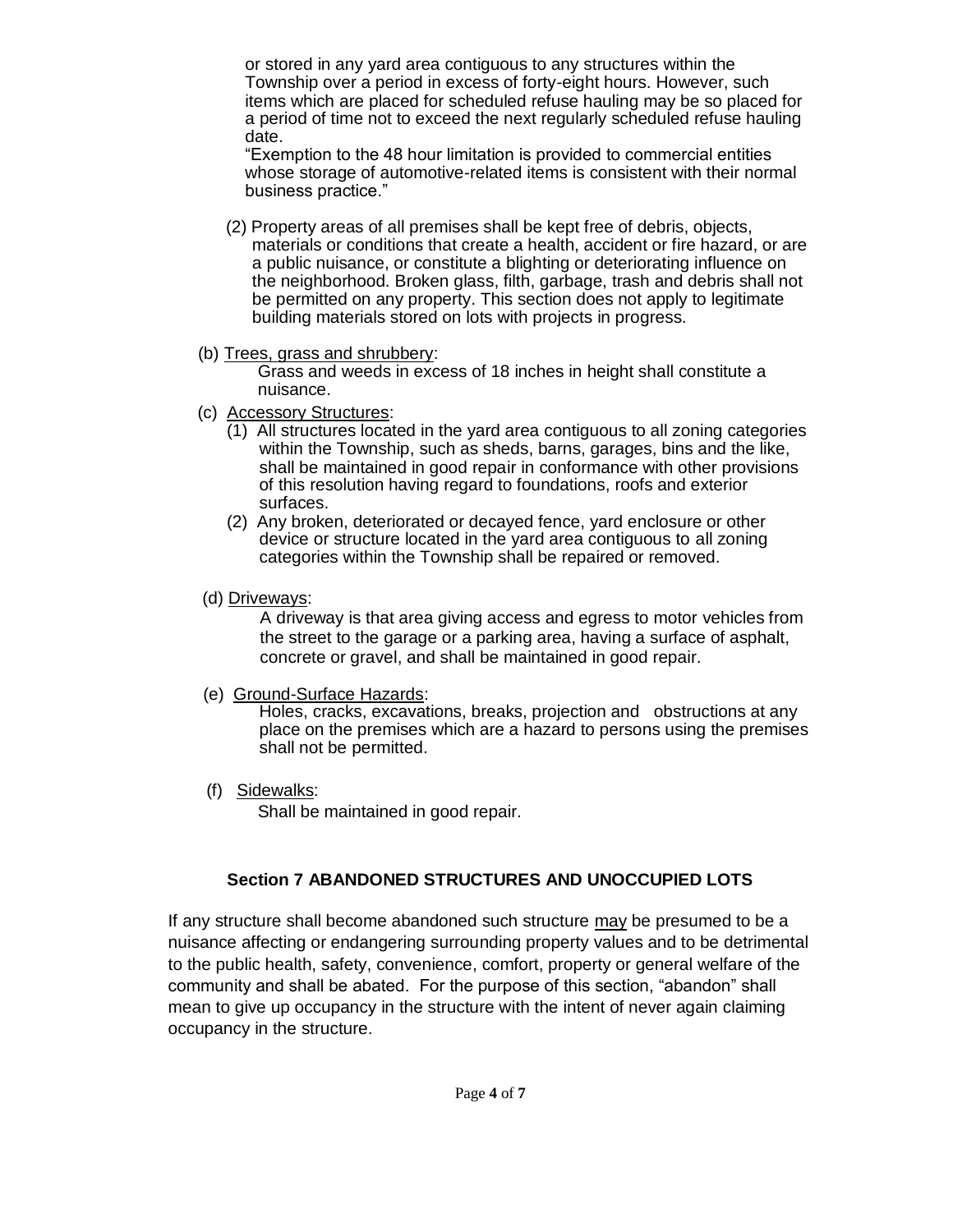or stored in any yard area contiguous to any structures within the Township over a period in excess of forty-eight hours. However, such items which are placed for scheduled refuse hauling may be so placed for a period of time not to exceed the next regularly scheduled refuse hauling date.

"Exemption to the 48 hour limitation is provided to commercial entities whose storage of automotive-related items is consistent with their normal business practice."

(2) Property areas of all premises shall be kept free of debris, objects, materials or conditions that create a health, accident or fire hazard, or are a public nuisance, or constitute a blighting or deteriorating influence on the neighborhood. Broken glass, filth, garbage, trash and debris shall not be permitted on any property. This section does not apply to legitimate building materials stored on lots with projects in progress.

(b) Trees, grass and shrubbery:

Grass and weeds in excess of 18 inches in height shall constitute a nuisance.

(c) Accessory Structures:

(1) All structures located in the yard area contiguous to all zoning categories within the Township, such as sheds, barns, garages, bins and the like, shall be maintained in good repair in conformance with other provisions of this resolution having regard to foundations, roofs and exterior surfaces.

(2) Any broken, deteriorated or decayed fence, yard enclosure or other device or structure located in the yard area contiguous to all zoning categories within the Township shall be repaired or removed.

(d) Driveways:

A driveway is that area giving access and egress to motor vehicles from the street to the garage or a parking area, having a surface of asphalt, concrete or gravel, and shall be maintained in good repair.

(e) Ground-Surface Hazards:

Holes, cracks, excavations, breaks, projection and obstructions at any place on the premises which are a hazard to persons using the premises shall not be permitted.

(f) Sidewalks:

Shall be maintained in good repair.

## Section 7 ABANDONED STRUCTURES AND UNOCCUPIED LOTS

If any structure shall become abandoned such structure may be presumed to be a nuisance affecting or endangering surrounding property values and to be detrimental to the public health, safety, convenience, comfort, property or general welfare of the community and shall be abated. For the purpose of this section, "abandon" shall mean to give up occupancy in the structure with the intent of never again claiming occupancy in the structure.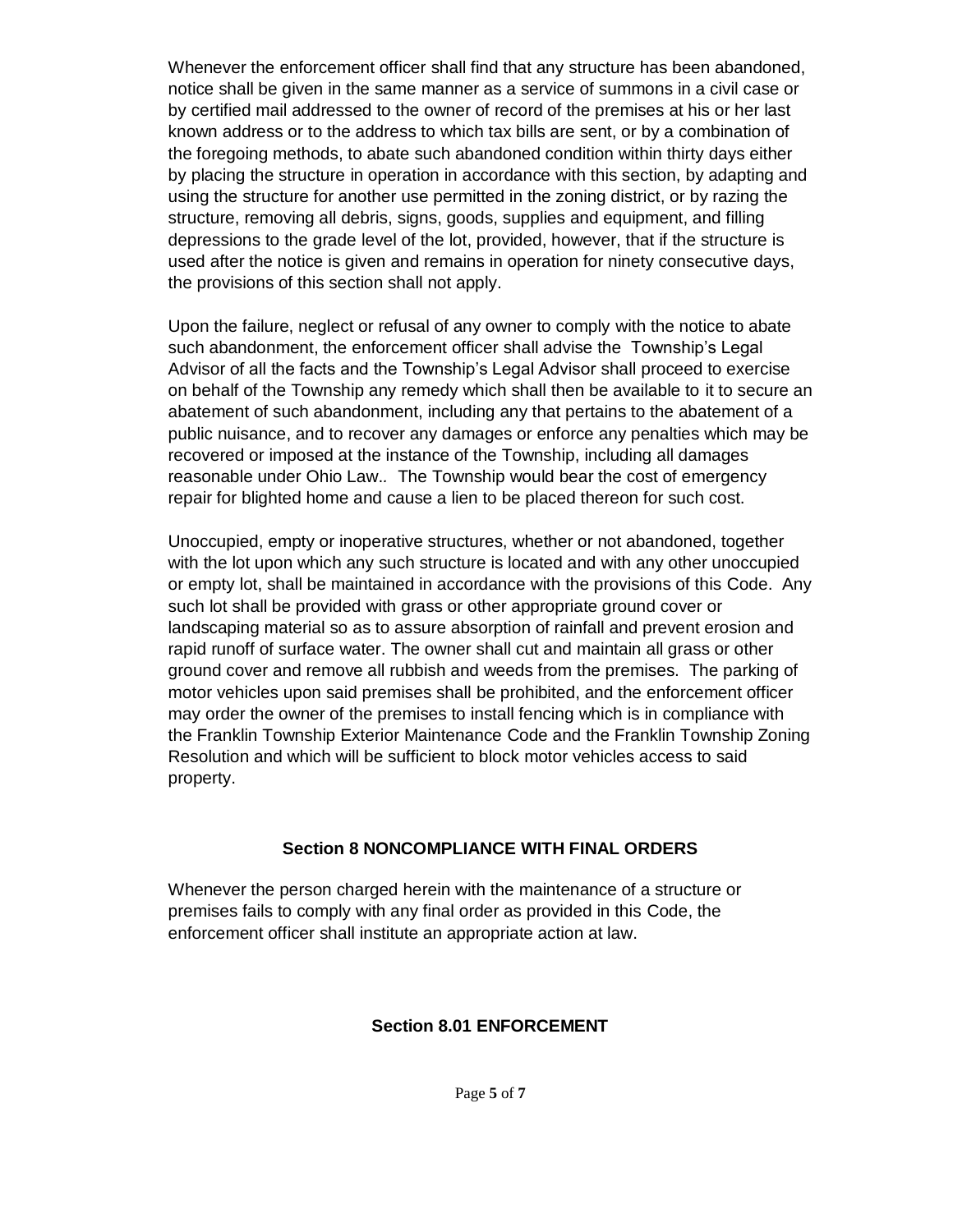Whenever the enforcement officer shall find that any structure has been abandoned, notice shall be given in the same manner as a service of summons in a civil case or by certified mail addressed to the owner of record of the premises at his or her last known address or to the address to which tax bills are sent, or by a combination of the foregoing methods, to abate such abandoned condition within thirty days either by placing the structure in operation in accordance with this section, by adapting and using the structure for another use permitted in the zoning district, or by razing the structure, removing all debris, signs, goods, supplies and equipment, and filling depressions to the grade level of the lot, provided, however, that if the structure is used after the notice is given and remains in operation for ninety consecutive days, the provisions of this section shall not apply.

Upon the failure, neglect or refusal of any owner to comply with the notice to abate such abandonment, the enforcement officer shall advise the Township's Legal Advisor of all the facts and the Township's Legal Advisor shall proceed to exercise on behalf of the Township any remedy which shall then be available to it to secure an abatement of such abandonment, including any that pertains to the abatement of a public nuisance, and to recover any damages or enforce any penalties which may be recovered or imposed at the instance of the Township, including all damages reasonable under Ohio Law.. The Township would bear the cost of emergency repair for blighted home and cause a lien to be placed thereon for such cost.

Unoccupied, empty or inoperative structures, whether or not abandoned, together with the lot upon which any such structure is located and with any other unoccupied or empty lot, shall be maintained in accordance with the provisions of this Code. Any such lot shall be provided with grass or other appropriate ground cover or landscaping material so as to assure absorption of rainfall and prevent erosion and rapid runoff of surface water. The owner shall cut and maintain all grass or other ground cover and remove all rubbish and weeds from the premises. The parking of motor vehicles upon said premises shall be prohibited, and the enforcement officer may order the owner of the premises to install fencing which is in compliance with the Franklin Township Exterior Maintenance Code and the Franklin Township Zoning Resolution and which will be sufficient to block motor vehicles access to said property.

## Section 8 NONCOMPLIANCE WITH FINAL ORDERS

Whenever the person charged herein with the maintenance of a structure or premises fails to comply with any final order as provided in this Code, the enforcement officer shall institute an appropriate action at law.

## Section 8.01 ENFORCEMENT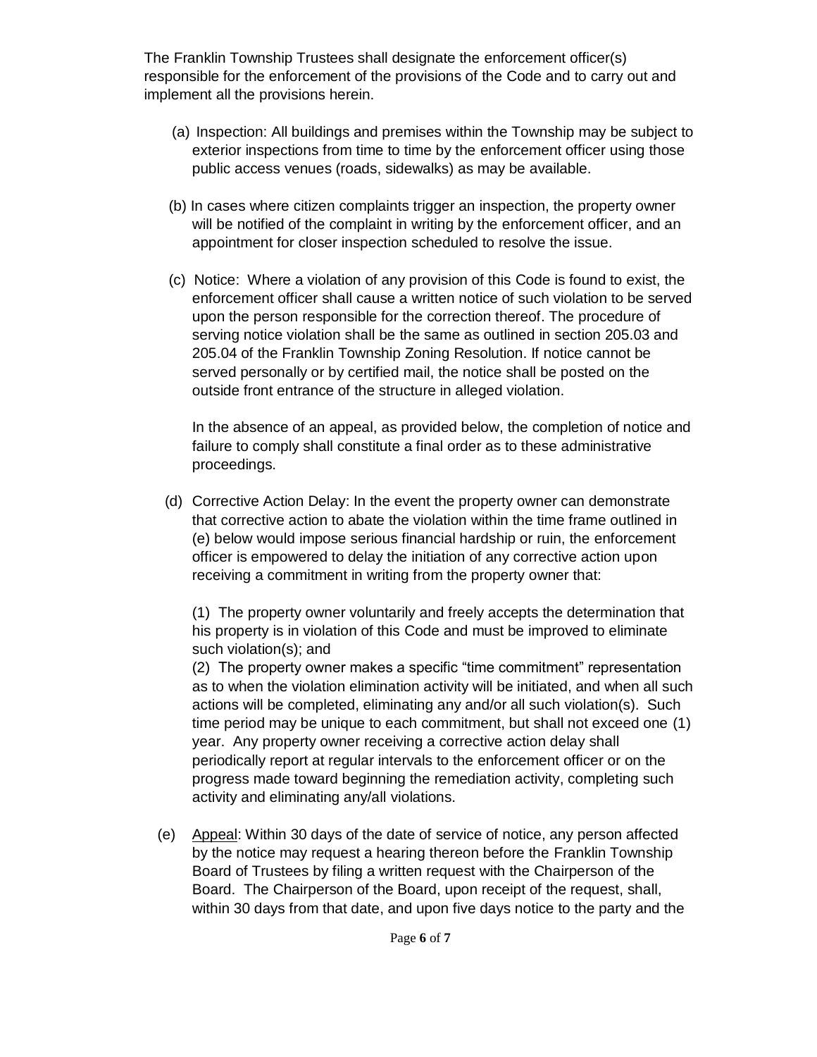The Franklin Township Trustees shall designate the enforcement officer(s) responsible for the enforcement of the provisions of the Code and to carry out and implement all the provisions herein.

(a) Inspection: All buildings and premises within the Township may be subject to exterior inspections from time to time by the enforcement officer using those public access venues (roads, sidewalks) as may be available.

(b) In cases where citizen complaints trigger an inspection, the property owner will be notified of the complaint in writing by the enforcement officer, and an appointment for closer inspection scheduled to resolve the issue.

(c) Notice: Where a violation of any provision of this Code is found to exist, the enforcement officer shall cause a written notice of such violation to be served upon the person responsible for the correction thereof. The procedure of serving notice violation shall be the same as outlined in section 205.03 and 205.04 of the Franklin Township Zoning Resolution. If notice cannot be served personally or by certified mail, the notice shall be posted on the outside front entrance of the structure in alleged violation.

In the absence of an appeal, as provided below, the completion of notice and failure to comply shall constitute a final order as to these administrative proceedings.

(d) Corrective Action Delay: In the event the property owner can demonstrate that corrective action to abate the violation within the time frame outlined in (e) below would impose serious financial hardship or ruin, the enforcement officer is empowered to delay the initiation of any corrective action upon receiving a commitment in writing from the property owner that:

(1) The property owner voluntarily and freely accepts the determination that his property is in violation of this Code and must be improved to eliminate such violation(s); and
(2) The property owner makes a specific "time commitment" representation as to when the violation elimination activity will be initiated, and when all such actions will be completed, eliminating any and/or all such violation(s). Such time period may be unique to each commitment, but shall not exceed one (1) year. Any property owner receiving a corrective action delay shall periodically report at regular intervals to the enforcement officer or on the progress made toward beginning the remediation activity, completing such activity and eliminating any/all violations.

(e) Appeal: Within 30 days of the date of service of notice, any person affected by the notice may request a hearing thereon before the Franklin Township Board of Trustees by filing a written request with the Chairperson of the Board. The Chairperson of the Board, upon receipt of the request, shall, within 30 days from that date, and upon five days notice to the party and the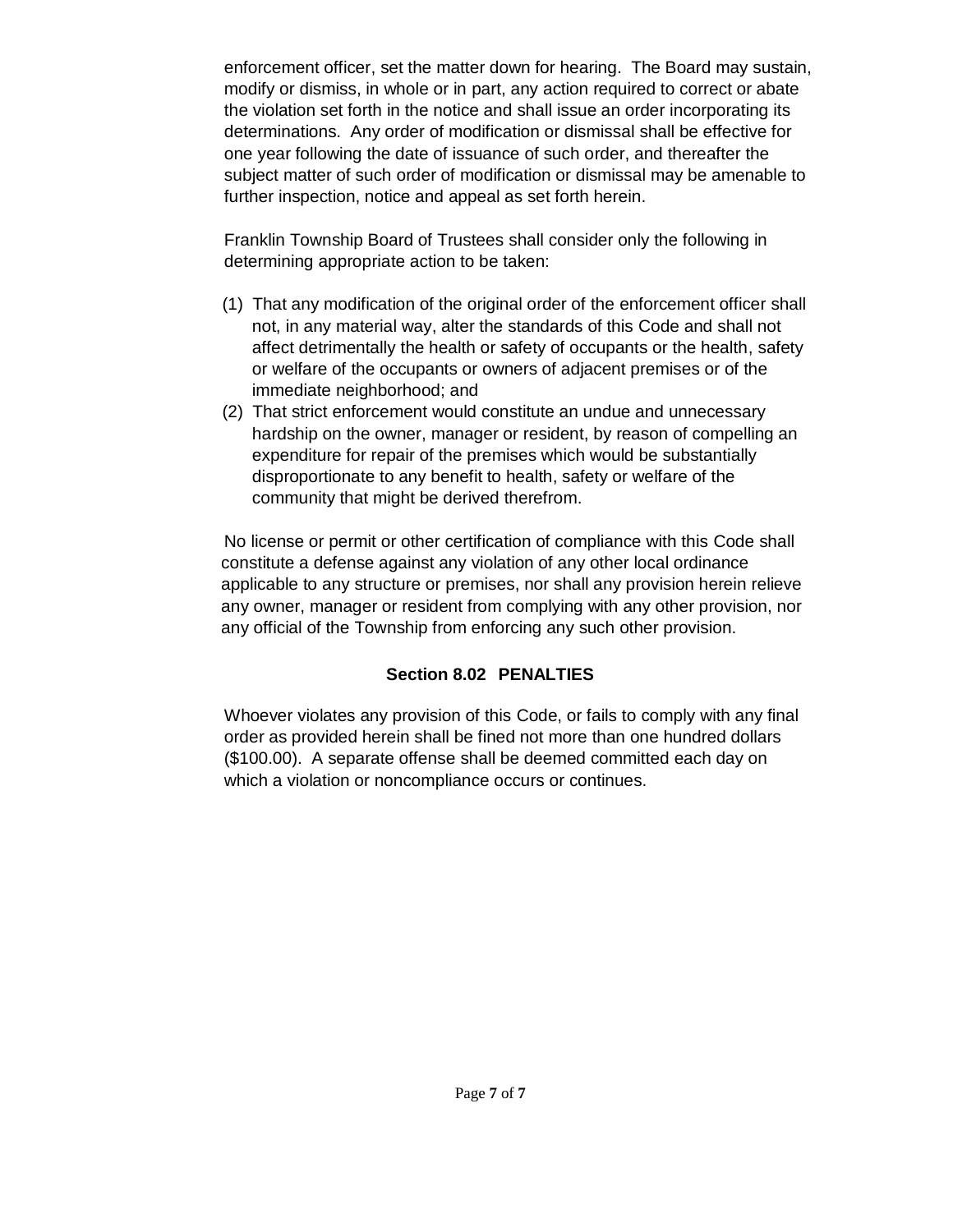enforcement officer, set the matter down for hearing. The Board may sustain, modify or dismiss, in whole or in part, any action required to correct or abate the violation set forth in the notice and shall issue an order incorporating its determinations. Any order of modification or dismissal shall be effective for one year following the date of issuance of such order, and thereafter the subject matter of such order of modification or dismissal may be amenable to further inspection, notice and appeal as set forth herein.

Franklin Township Board of Trustees shall consider only the following in determining appropriate action to be taken:

(1) That any modification of the original order of the enforcement officer shall not, in any material way, alter the standards of this Code and shall not affect detrimentally the health or safety of occupants or the health, safety or welfare of the occupants or owners of adjacent premises or of the immediate neighborhood; and
(2) That strict enforcement would constitute an undue and unnecessary hardship on the owner, manager or resident, by reason of compelling an expenditure for repair of the premises which would be substantially disproportionate to any benefit to health, safety or welfare of the community that might be derived therefrom.

No license or permit or other certification of compliance with this Code shall constitute a defense against any violation of any other local ordinance applicable to any structure or premises, nor shall any provision herein relieve any owner, manager or resident from complying with any other provision, nor any official of the Township from enforcing any such other provision.

### Section 8.02 PENALTIES

Whoever violates any provision of this Code, or fails to comply with any final order as provided herein shall be fined not more than one hundred dollars ($100.00). A separate offense shall be deemed committed each day on which a violation or noncompliance occurs or continues.